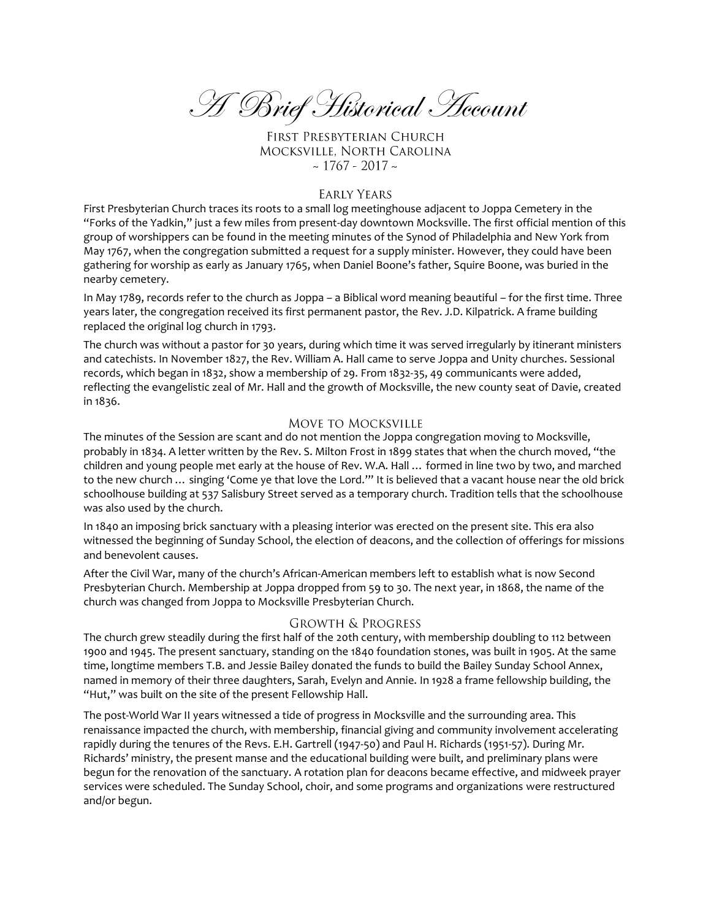# A Brief Historical Account

First Presbyterian Church
Mocksville, North Carolina
~ 1767 - 2017 ~

## Early Years

First Presbyterian Church traces its roots to a small log meetinghouse adjacent to Joppa Cemetery in the "Forks of the Yadkin," just a few miles from present-day downtown Mocksville. The first official mention of this group of worshippers can be found in the meeting minutes of the Synod of Philadelphia and New York from May 1767, when the congregation submitted a request for a supply minister. However, they could have been gathering for worship as early as January 1765, when Daniel Boone's father, Squire Boone, was buried in the nearby cemetery.

In May 1789, records refer to the church as Joppa – a Biblical word meaning beautiful – for the first time. Three years later, the congregation received its first permanent pastor, the Rev. J.D. Kilpatrick. A frame building replaced the original log church in 1793.

The church was without a pastor for 30 years, during which time it was served irregularly by itinerant ministers and catechists. In November 1827, the Rev. William A. Hall came to serve Joppa and Unity churches. Sessional records, which began in 1832, show a membership of 29. From 1832-35, 49 communicants were added, reflecting the evangelistic zeal of Mr. Hall and the growth of Mocksville, the new county seat of Davie, created in 1836.

## Move to Mocksville

The minutes of the Session are scant and do not mention the Joppa congregation moving to Mocksville, probably in 1834. A letter written by the Rev. S. Milton Frost in 1899 states that when the church moved, "the children and young people met early at the house of Rev. W.A. Hall … formed in line two by two, and marched to the new church … singing 'Come ye that love the Lord.'" It is believed that a vacant house near the old brick schoolhouse building at 537 Salisbury Street served as a temporary church. Tradition tells that the schoolhouse was also used by the church.

In 1840 an imposing brick sanctuary with a pleasing interior was erected on the present site. This era also witnessed the beginning of Sunday School, the election of deacons, and the collection of offerings for missions and benevolent causes.

After the Civil War, many of the church's African-American members left to establish what is now Second Presbyterian Church. Membership at Joppa dropped from 59 to 30. The next year, in 1868, the name of the church was changed from Joppa to Mocksville Presbyterian Church.

## Growth & Progress

The church grew steadily during the first half of the 20th century, with membership doubling to 112 between 1900 and 1945. The present sanctuary, standing on the 1840 foundation stones, was built in 1905. At the same time, longtime members T.B. and Jessie Bailey donated the funds to build the Bailey Sunday School Annex, named in memory of their three daughters, Sarah, Evelyn and Annie. In 1928 a frame fellowship building, the "Hut," was built on the site of the present Fellowship Hall.

The post-World War II years witnessed a tide of progress in Mocksville and the surrounding area. This renaissance impacted the church, with membership, financial giving and community involvement accelerating rapidly during the tenures of the Revs. E.H. Gartrell (1947-50) and Paul H. Richards (1951-57). During Mr. Richards' ministry, the present manse and the educational building were built, and preliminary plans were begun for the renovation of the sanctuary. A rotation plan for deacons became effective, and midweek prayer services were scheduled. The Sunday School, choir, and some programs and organizations were restructured and/or begun.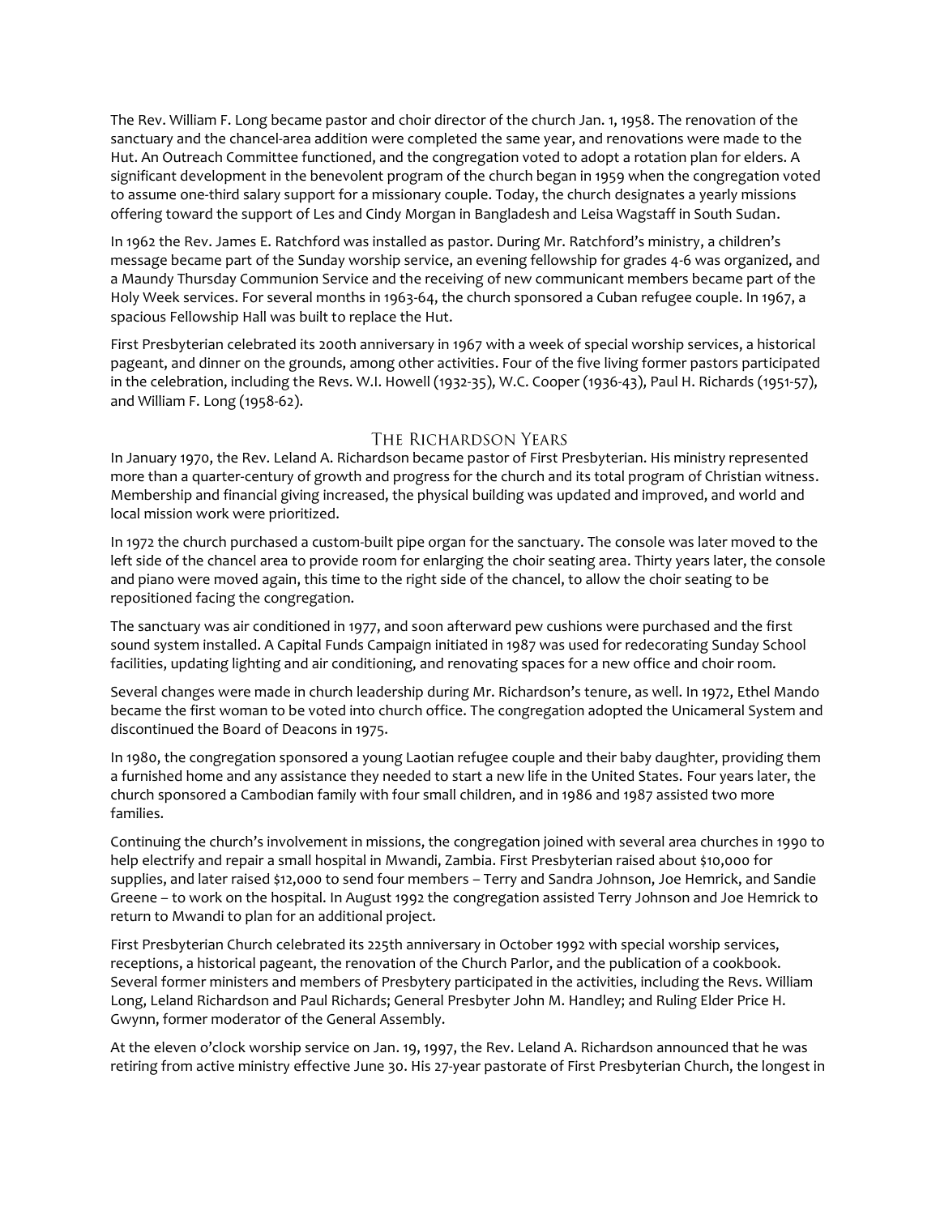The Rev. William F. Long became pastor and choir director of the church Jan. 1, 1958. The renovation of the sanctuary and the chancel-area addition were completed the same year, and renovations were made to the Hut. An Outreach Committee functioned, and the congregation voted to adopt a rotation plan for elders. A significant development in the benevolent program of the church began in 1959 when the congregation voted to assume one-third salary support for a missionary couple. Today, the church designates a yearly missions offering toward the support of Les and Cindy Morgan in Bangladesh and Leisa Wagstaff in South Sudan.

In 1962 the Rev. James E. Ratchford was installed as pastor. During Mr. Ratchford's ministry, a children's message became part of the Sunday worship service, an evening fellowship for grades 4-6 was organized, and a Maundy Thursday Communion Service and the receiving of new communicant members became part of the Holy Week services. For several months in 1963-64, the church sponsored a Cuban refugee couple. In 1967, a spacious Fellowship Hall was built to replace the Hut.

First Presbyterian celebrated its 200th anniversary in 1967 with a week of special worship services, a historical pageant, and dinner on the grounds, among other activities. Four of the five living former pastors participated in the celebration, including the Revs. W.I. Howell (1932-35), W.C. Cooper (1936-43), Paul H. Richards (1951-57), and William F. Long (1958-62).

## The Richardson Years

In January 1970, the Rev. Leland A. Richardson became pastor of First Presbyterian. His ministry represented more than a quarter-century of growth and progress for the church and its total program of Christian witness. Membership and financial giving increased, the physical building was updated and improved, and world and local mission work were prioritized.

In 1972 the church purchased a custom-built pipe organ for the sanctuary. The console was later moved to the left side of the chancel area to provide room for enlarging the choir seating area. Thirty years later, the console and piano were moved again, this time to the right side of the chancel, to allow the choir seating to be repositioned facing the congregation.

The sanctuary was air conditioned in 1977, and soon afterward pew cushions were purchased and the first sound system installed. A Capital Funds Campaign initiated in 1987 was used for redecorating Sunday School facilities, updating lighting and air conditioning, and renovating spaces for a new office and choir room.

Several changes were made in church leadership during Mr. Richardson's tenure, as well. In 1972, Ethel Mando became the first woman to be voted into church office. The congregation adopted the Unicameral System and discontinued the Board of Deacons in 1975.

In 1980, the congregation sponsored a young Laotian refugee couple and their baby daughter, providing them a furnished home and any assistance they needed to start a new life in the United States. Four years later, the church sponsored a Cambodian family with four small children, and in 1986 and 1987 assisted two more families.

Continuing the church's involvement in missions, the congregation joined with several area churches in 1990 to help electrify and repair a small hospital in Mwandi, Zambia. First Presbyterian raised about $10,000 for supplies, and later raised $12,000 to send four members – Terry and Sandra Johnson, Joe Hemrick, and Sandie Greene – to work on the hospital. In August 1992 the congregation assisted Terry Johnson and Joe Hemrick to return to Mwandi to plan for an additional project.

First Presbyterian Church celebrated its 225th anniversary in October 1992 with special worship services, receptions, a historical pageant, the renovation of the Church Parlor, and the publication of a cookbook. Several former ministers and members of Presbytery participated in the activities, including the Revs. William Long, Leland Richardson and Paul Richards; General Presbyter John M. Handley; and Ruling Elder Price H. Gwynn, former moderator of the General Assembly.

At the eleven o'clock worship service on Jan. 19, 1997, the Rev. Leland A. Richardson announced that he was retiring from active ministry effective June 30. His 27-year pastorate of First Presbyterian Church, the longest in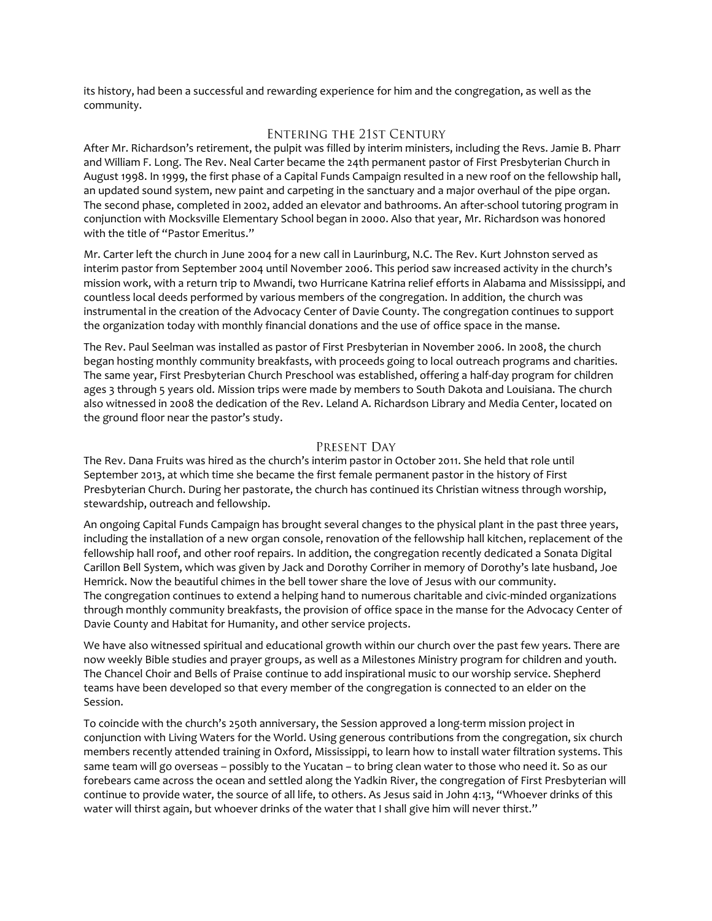its history, had been a successful and rewarding experience for him and the congregation, as well as the community.

## Entering the 21st Century

After Mr. Richardson's retirement, the pulpit was filled by interim ministers, including the Revs. Jamie B. Pharr and William F. Long. The Rev. Neal Carter became the 24th permanent pastor of First Presbyterian Church in August 1998. In 1999, the first phase of a Capital Funds Campaign resulted in a new roof on the fellowship hall, an updated sound system, new paint and carpeting in the sanctuary and a major overhaul of the pipe organ. The second phase, completed in 2002, added an elevator and bathrooms. An after-school tutoring program in conjunction with Mocksville Elementary School began in 2000. Also that year, Mr. Richardson was honored with the title of "Pastor Emeritus."

Mr. Carter left the church in June 2004 for a new call in Laurinburg, N.C. The Rev. Kurt Johnston served as interim pastor from September 2004 until November 2006. This period saw increased activity in the church's mission work, with a return trip to Mwandi, two Hurricane Katrina relief efforts in Alabama and Mississippi, and countless local deeds performed by various members of the congregation. In addition, the church was instrumental in the creation of the Advocacy Center of Davie County. The congregation continues to support the organization today with monthly financial donations and the use of office space in the manse.

The Rev. Paul Seelman was installed as pastor of First Presbyterian in November 2006. In 2008, the church began hosting monthly community breakfasts, with proceeds going to local outreach programs and charities. The same year, First Presbyterian Church Preschool was established, offering a half-day program for children ages 3 through 5 years old. Mission trips were made by members to South Dakota and Louisiana. The church also witnessed in 2008 the dedication of the Rev. Leland A. Richardson Library and Media Center, located on the ground floor near the pastor's study.

## Present Day

The Rev. Dana Fruits was hired as the church's interim pastor in October 2011. She held that role until September 2013, at which time she became the first female permanent pastor in the history of First Presbyterian Church. During her pastorate, the church has continued its Christian witness through worship, stewardship, outreach and fellowship.

An ongoing Capital Funds Campaign has brought several changes to the physical plant in the past three years, including the installation of a new organ console, renovation of the fellowship hall kitchen, replacement of the fellowship hall roof, and other roof repairs. In addition, the congregation recently dedicated a Sonata Digital Carillon Bell System, which was given by Jack and Dorothy Corriher in memory of Dorothy's late husband, Joe Hemrick. Now the beautiful chimes in the bell tower share the love of Jesus with our community.
The congregation continues to extend a helping hand to numerous charitable and civic-minded organizations through monthly community breakfasts, the provision of office space in the manse for the Advocacy Center of Davie County and Habitat for Humanity, and other service projects.

We have also witnessed spiritual and educational growth within our church over the past few years. There are now weekly Bible studies and prayer groups, as well as a Milestones Ministry program for children and youth. The Chancel Choir and Bells of Praise continue to add inspirational music to our worship service. Shepherd teams have been developed so that every member of the congregation is connected to an elder on the Session.

To coincide with the church's 250th anniversary, the Session approved a long-term mission project in conjunction with Living Waters for the World. Using generous contributions from the congregation, six church members recently attended training in Oxford, Mississippi, to learn how to install water filtration systems. This same team will go overseas – possibly to the Yucatan – to bring clean water to those who need it. So as our forebears came across the ocean and settled along the Yadkin River, the congregation of First Presbyterian will continue to provide water, the source of all life, to others. As Jesus said in John 4:13, "Whoever drinks of this water will thirst again, but whoever drinks of the water that I shall give him will never thirst."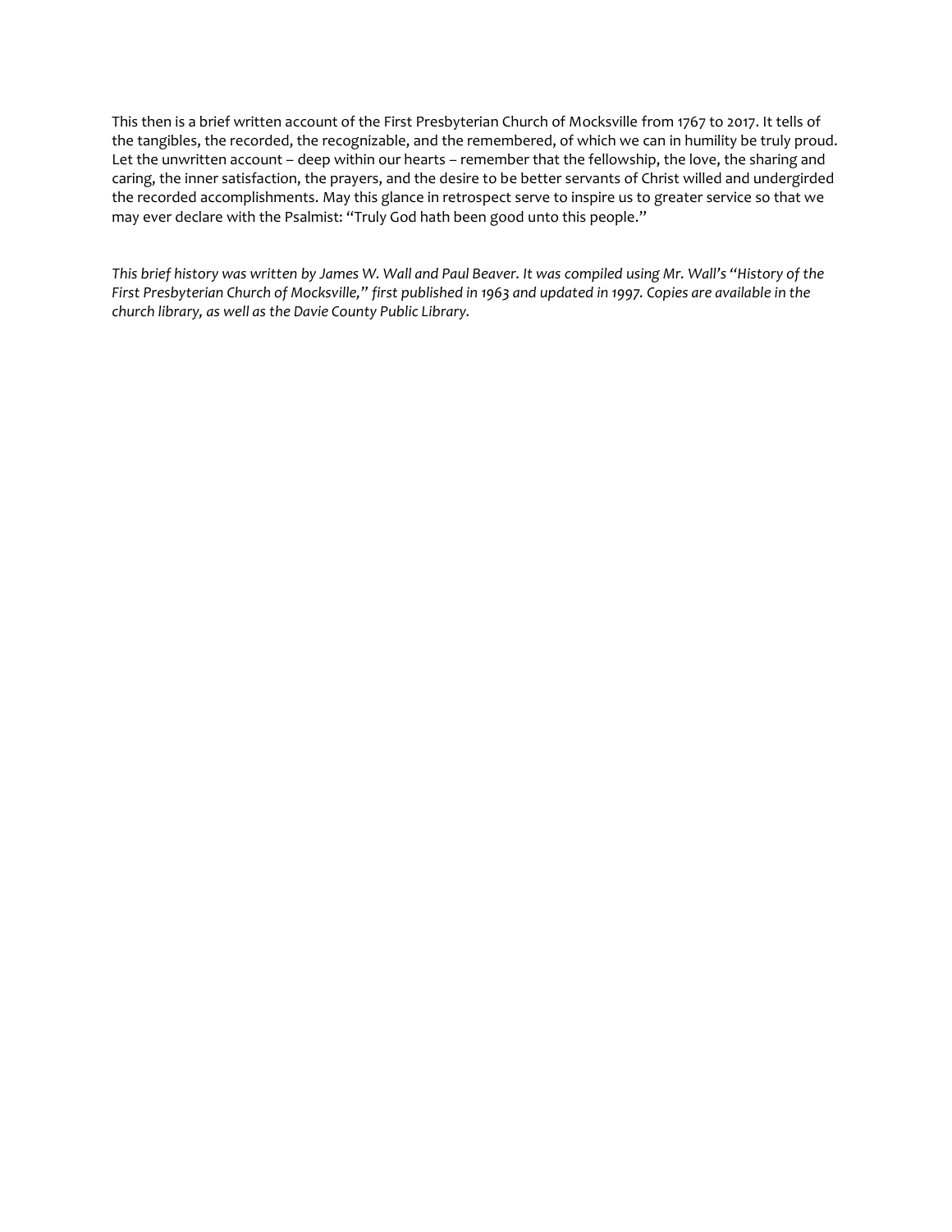This then is a brief written account of the First Presbyterian Church of Mocksville from 1767 to 2017. It tells of the tangibles, the recorded, the recognizable, and the remembered, of which we can in humility be truly proud. Let the unwritten account – deep within our hearts – remember that the fellowship, the love, the sharing and caring, the inner satisfaction, the prayers, and the desire to be better servants of Christ willed and undergirded the recorded accomplishments. May this glance in retrospect serve to inspire us to greater service so that we may ever declare with the Psalmist: "Truly God hath been good unto this people."

*This brief history was written by James W. Wall and Paul Beaver. It was compiled using Mr. Wall's "History of the First Presbyterian Church of Mocksville," first published in 1963 and updated in 1997. Copies are available in the church library, as well as the Davie County Public Library.*